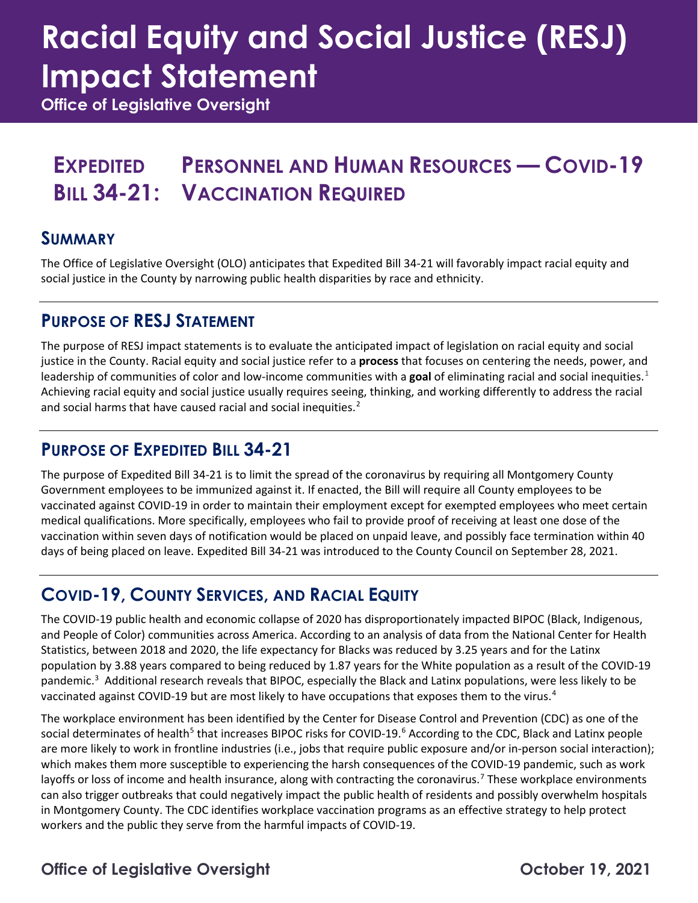# Racial Equity and Social Justice (RESJ) Impact Statement

**Office of Legislative Oversight**

## Expedited Bill 34-21: Personnel and Human Resources — COVID-19 Vaccination Required

### Summary

The Office of Legislative Oversight (OLO) anticipates that Expedited Bill 34-21 will favorably impact racial equity and social justice in the County by narrowing public health disparities by race and ethnicity.

### Purpose of RESJ Statement

The purpose of RESJ impact statements is to evaluate the anticipated impact of legislation on racial equity and social justice in the County. Racial equity and social justice refer to a **process** that focuses on centering the needs, power, and leadership of communities of color and low-income communities with a **goal** of eliminating racial and social inequities.[1] Achieving racial equity and social justice usually requires seeing, thinking, and working differently to address the racial and social harms that have caused racial and social inequities.[2]

### Purpose of Expedited Bill 34-21

The purpose of Expedited Bill 34-21 is to limit the spread of the coronavirus by requiring all Montgomery County Government employees to be immunized against it. If enacted, the Bill will require all County employees to be vaccinated against COVID-19 in order to maintain their employment except for exempted employees who meet certain medical qualifications. More specifically, employees who fail to provide proof of receiving at least one dose of the vaccination within seven days of notification would be placed on unpaid leave, and possibly face termination within 40 days of being placed on leave. Expedited Bill 34-21 was introduced to the County Council on September 28, 2021.

### COVID-19, County Services, and Racial Equity

The COVID-19 public health and economic collapse of 2020 has disproportionately impacted BIPOC (Black, Indigenous, and People of Color) communities across America. According to an analysis of data from the National Center for Health Statistics, between 2018 and 2020, the life expectancy for Blacks was reduced by 3.25 years and for the Latinx population by 3.88 years compared to being reduced by 1.87 years for the White population as a result of the COVID-19 pandemic.[3] Additional research reveals that BIPOC, especially the Black and Latinx populations, were less likely to be vaccinated against COVID-19 but are most likely to have occupations that exposes them to the virus.[4]

The workplace environment has been identified by the Center for Disease Control and Prevention (CDC) as one of the social determinates of health[5] that increases BIPOC risks for COVID-19.[6] According to the CDC, Black and Latinx people are more likely to work in frontline industries (i.e., jobs that require public exposure and/or in-person social interaction); which makes them more susceptible to experiencing the harsh consequences of the COVID-19 pandemic, such as work layoffs or loss of income and health insurance, along with contracting the coronavirus.[7] These workplace environments can also trigger outbreaks that could negatively impact the public health of residents and possibly overwhelm hospitals in Montgomery County. The CDC identifies workplace vaccination programs as an effective strategy to help protect workers and the public they serve from the harmful impacts of COVID-19.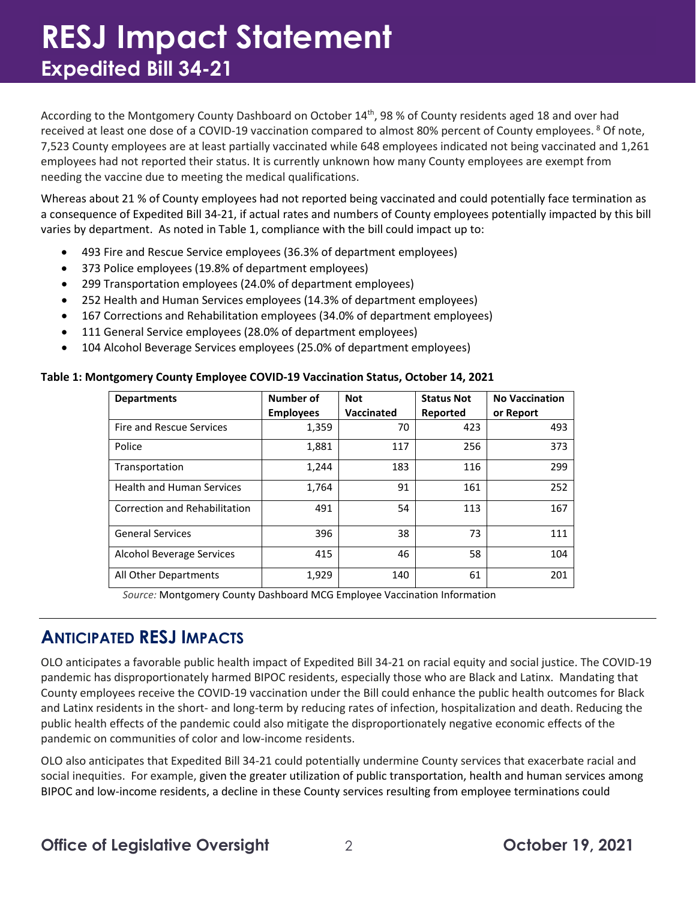According to the Montgomery County Dashboard on October 14th, 98 % of County residents aged 18 and over had received at least one dose of a COVID-19 vaccination compared to almost 80% percent of County employees. [8] Of note, 7,523 County employees are at least partially vaccinated while 648 employees indicated not being vaccinated and 1,261 employees had not reported their status. It is currently unknown how many County employees are exempt from needing the vaccine due to meeting the medical qualifications.

Whereas about 21 % of County employees had not reported being vaccinated and could potentially face termination as a consequence of Expedited Bill 34-21, if actual rates and numbers of County employees potentially impacted by this bill varies by department. As noted in Table 1, compliance with the bill could impact up to:

- 493 Fire and Rescue Service employees (36.3% of department employees)
- 373 Police employees (19.8% of department employees)
- 299 Transportation employees (24.0% of department employees)
- 252 Health and Human Services employees (14.3% of department employees)
- 167 Corrections and Rehabilitation employees (34.0% of department employees)
- 111 General Service employees (28.0% of department employees)
- 104 Alcohol Beverage Services employees (25.0% of department employees)

**Table 1: Montgomery County Employee COVID-19 Vaccination Status, October 14, 2021**

| Departments | Number of Employees | Not Vaccinated | Status Not Reported | No Vaccination or Report |
|---|---|---|---|---|
| Fire and Rescue Services | 1,359 | 70 | 423 | 493 |
| Police | 1,881 | 117 | 256 | 373 |
| Transportation | 1,244 | 183 | 116 | 299 |
| Health and Human Services | 1,764 | 91 | 161 | 252 |
| Correction and Rehabilitation | 491 | 54 | 113 | 167 |
| General Services | 396 | 38 | 73 | 111 |
| Alcohol Beverage Services | 415 | 46 | 58 | 104 |
| All Other Departments | 1,929 | 140 | 61 | 201 |

*Source:* Montgomery County Dashboard MCG Employee Vaccination Information

## Anticipated RESJ Impacts

OLO anticipates a favorable public health impact of Expedited Bill 34-21 on racial equity and social justice. The COVID-19 pandemic has disproportionately harmed BIPOC residents, especially those who are Black and Latinx. Mandating that County employees receive the COVID-19 vaccination under the Bill could enhance the public health outcomes for Black and Latinx residents in the short- and long-term by reducing rates of infection, hospitalization and death. Reducing the public health effects of the pandemic could also mitigate the disproportionately negative economic effects of the pandemic on communities of color and low-income residents.

OLO also anticipates that Expedited Bill 34-21 could potentially undermine County services that exacerbate racial and social inequities. For example, given the greater utilization of public transportation, health and human services among BIPOC and low-income residents, a decline in these County services resulting from employee terminations could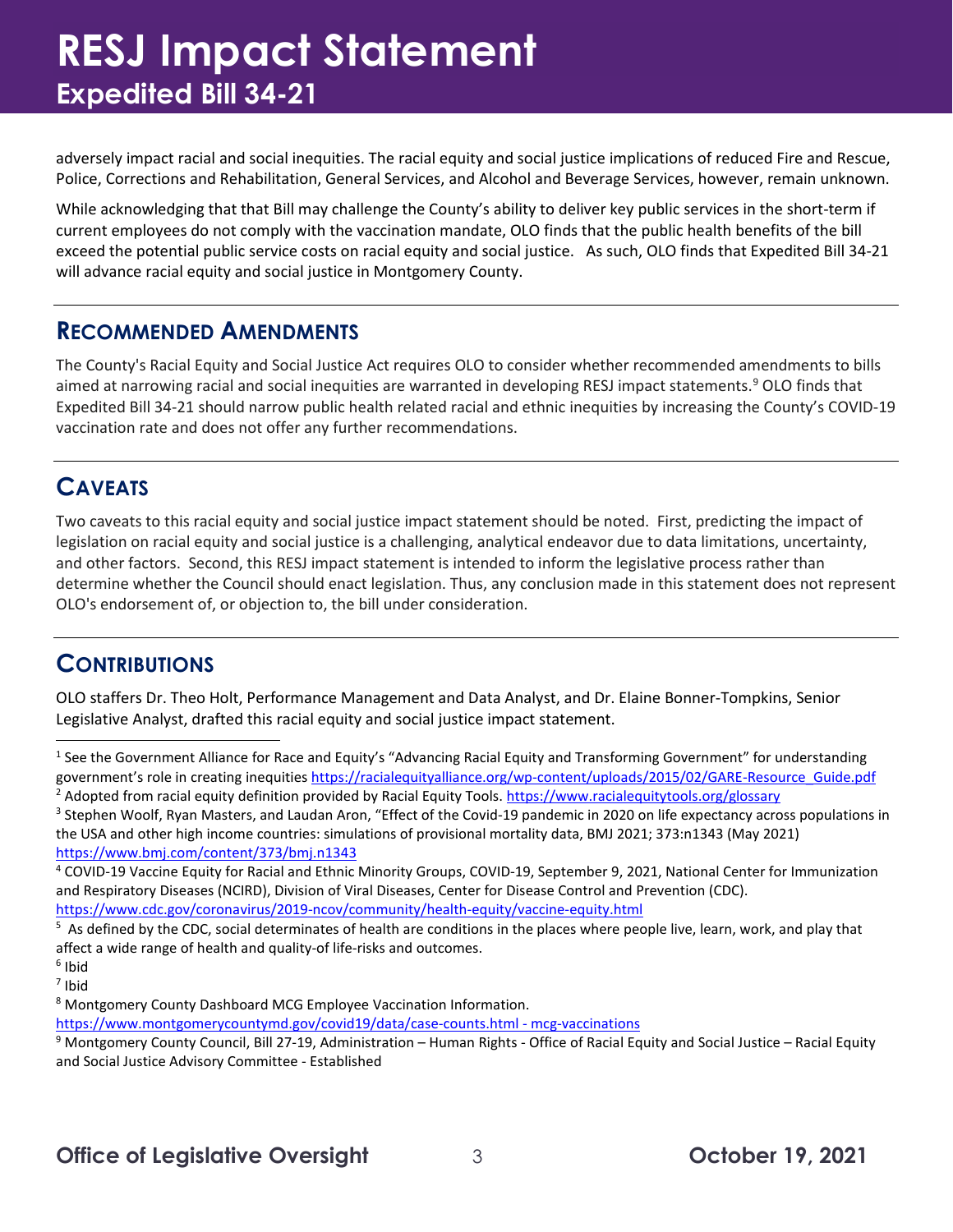adversely impact racial and social inequities. The racial equity and social justice implications of reduced Fire and Rescue, Police, Corrections and Rehabilitation, General Services, and Alcohol and Beverage Services, however, remain unknown.

While acknowledging that that Bill may challenge the County's ability to deliver key public services in the short-term if current employees do not comply with the vaccination mandate, OLO finds that the public health benefits of the bill exceed the potential public service costs on racial equity and social justice. As such, OLO finds that Expedited Bill 34-21 will advance racial equity and social justice in Montgomery County.

## Recommended Amendments

The County's Racial Equity and Social Justice Act requires OLO to consider whether recommended amendments to bills aimed at narrowing racial and social inequities are warranted in developing RESJ impact statements.[9] OLO finds that Expedited Bill 34-21 should narrow public health related racial and ethnic inequities by increasing the County's COVID-19 vaccination rate and does not offer any further recommendations.

## Caveats

Two caveats to this racial equity and social justice impact statement should be noted. First, predicting the impact of legislation on racial equity and social justice is a challenging, analytical endeavor due to data limitations, uncertainty, and other factors. Second, this RESJ impact statement is intended to inform the legislative process rather than determine whether the Council should enact legislation. Thus, any conclusion made in this statement does not represent OLO's endorsement of, or objection to, the bill under consideration.

## Contributions

OLO staffers Dr. Theo Holt, Performance Management and Data Analyst, and Dr. Elaine Bonner-Tompkins, Senior Legislative Analyst, drafted this racial equity and social justice impact statement.

---

[1] See the Government Alliance for Race and Equity's "Advancing Racial Equity and Transforming Government" for understanding government's role in creating inequities https://racialequityalliance.org/wp-content/uploads/2015/02/GARE-Resource_Guide.pdf

[2] Adopted from racial equity definition provided by Racial Equity Tools. https://www.racialequitytools.org/glossary

[3] Stephen Woolf, Ryan Masters, and Laudan Aron, "Effect of the Covid-19 pandemic in 2020 on life expectancy across populations in the USA and other high income countries: simulations of provisional mortality data, BMJ 2021; 373:n1343 (May 2021) https://www.bmj.com/content/373/bmj.n1343

[4] COVID-19 Vaccine Equity for Racial and Ethnic Minority Groups, COVID-19, September 9, 2021, National Center for Immunization and Respiratory Diseases (NCIRD), Division of Viral Diseases, Center for Disease Control and Prevention (CDC). https://www.cdc.gov/coronavirus/2019-ncov/community/health-equity/vaccine-equity.html

[5] As defined by the CDC, social determinates of health are conditions in the places where people live, learn, work, and play that affect a wide range of health and quality-of life-risks and outcomes.

[6] Ibid

[7] Ibid

[8] Montgomery County Dashboard MCG Employee Vaccination Information. https://www.montgomerycountymd.gov/covid19/data/case-counts.html - mcg-vaccinations

[9] Montgomery County Council, Bill 27-19, Administration – Human Rights - Office of Racial Equity and Social Justice – Racial Equity and Social Justice Advisory Committee - Established